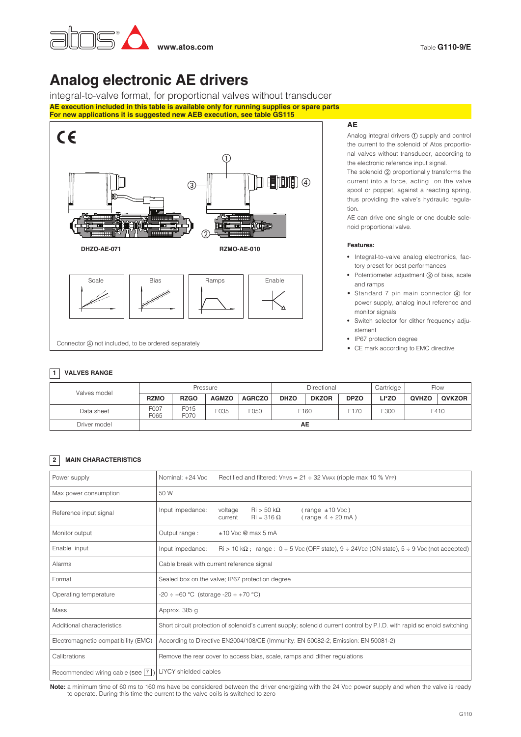www.atos.com

Table **G110-9/E**

# Analog electronic AE drivers

integral-to-valve format, for proportional valves without transducer

**AE execution included in this table is available only for running supplies or spare parts**
**For new applications it is suggested new AEB execution, see table GS115**

DHZO-AE-071

RZMO-AE-010

Scale | Bias | Ramps | Enable

Connector ④ not included, to be ordered separately

## AE

Analog integral drivers ① supply and control the current to the solenoid of Atos proportional valves without transducer, according to the electronic reference input signal.

The solenoid ② proportionally transforms the current into a force, acting on the valve spool or poppet, against a reacting spring, thus providing the valve's hydraulic regulation.

AE can drive one single or one double solenoid proportional valve.

**Features:**

- Integral-to-valve analog electronics, factory preset for best performances
- Potentiometer adjustment ③ of bias, scale and ramps
- Standard 7 pin main connector ④ for power supply, analog input reference and monitor signals
- Switch selector for dither frequency adjustement
- IP67 protection degree
- CE mark according to EMC directive

## 1 VALVES RANGE

| Valves model | Pressure | | | | Directional | | | Cartridge | Flow | |
|---|---|---|---|---|---|---|---|---|---|---|
| | **RZMO** | **RZGO** | **AGMZO** | **AGRCZO** | **DHZO** | **DKZOR** | **DPZO** | **LI*ZO** | **QVHZO** | **QVKZOR** |
| Data sheet | F007 F065 | F015 F070 | F035 | F050 | F160 | | F170 | F300 | F410 | |
| Driver model | AE | | | | | | | | | |

## 2 MAIN CHARACTERISTICS

| | |
|---|---|
| Power supply | Nominal: +24 VDC &nbsp;&nbsp; Rectified and filtered: VRMS = 21 ÷ 32 VMAX (ripple max 10 % VPP) |
| Max power consumption | 50 W |
| Reference input signal | Input impedance: voltage Ri > 50 kΩ (range ±10 VDC); current Ri = 316 Ω (range 4 ÷ 20 mA) |
| Monitor output | Output range : ±10 VDC @ max 5 mA |
| Enable input | Input impedance: Ri > 10 kΩ ; range : 0 ÷ 5 VDC (OFF state), 9 ÷ 24VDC (ON state), 5 ÷ 9 VDC (not accepted) |
| Alarms | Cable break with current reference signal |
| Format | Sealed box on the valve; IP67 protection degree |
| Operating temperature | -20 ÷ +60 °C (storage -20 ÷ +70 °C) |
| Mass | Approx. 385 g |
| Additional characteristics | Short circuit protection of solenoid's current supply; solenoid current control by P.I.D. with rapid solenoid switching |
| Electromagnetic compatibility (EMC) | According to Directive EN2004/108/CE (Immunity: EN 50082-2; Emission: EN 50081-2) |
| Calibrations | Remove the rear cover to access bias, scale, ramps and dither regulations |
| Recommended wiring cable (see 7) | LiYCY shielded cables |

**Note:** a minimum time of 60 ms to 160 ms have be considered between the driver energizing with the 24 VDC power supply and when the valve is ready to operate. During this time the current to the valve coils is switched to zero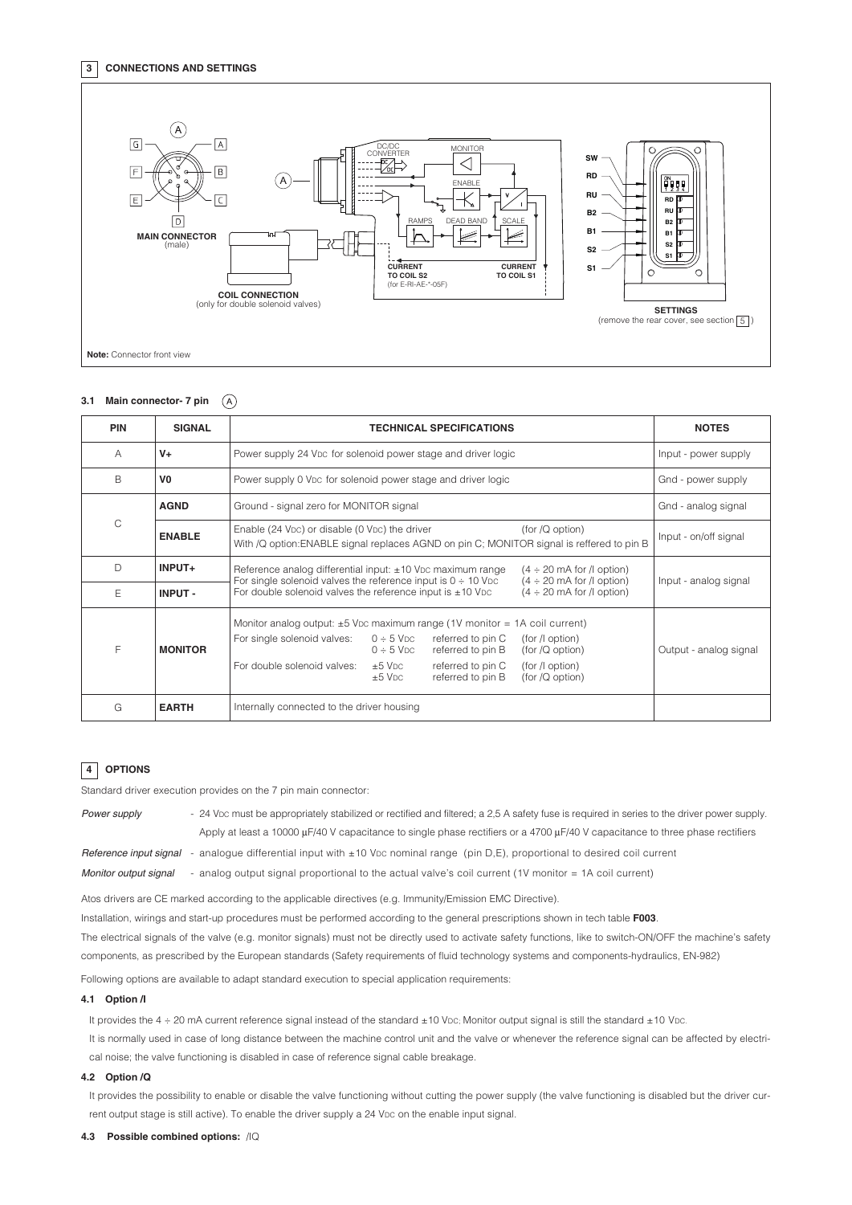## 3 CONNECTIONS AND SETTINGS

MAIN CONNECTOR (male)

COIL CONNECTION (only for double solenoid valves)

DC/DC CONVERTER, MONITOR, ENABLE, RAMPS, DEAD BAND, SCALE

CURRENT TO COIL S2 (for E-RI-AE-*-05F)

CURRENT TO COIL S1

SW, RD, RU, B2, B1, S2, S1

SETTINGS (remove the rear cover, see section 5)

**Note:** Connector front view

### 3.1 Main connector- 7 pin (A)

| PIN | SIGNAL | TECHNICAL SPECIFICATIONS | NOTES |
|---|---|---|---|
| A | **V+** | Power supply 24 VDC for solenoid power stage and driver logic | Input - power supply |
| B | **V0** | Power supply 0 VDC for solenoid power stage and driver logic | Gnd - power supply |
| C | **AGND** | Ground - signal zero for MONITOR signal | Gnd - analog signal |
|  | **ENABLE** | Enable (24 VDC) or disable (0 VDC) the driver (for /Q option)<br>With /Q option:ENABLE signal replaces AGND on pin C; MONITOR signal is reffered to pin B | Input - on/off signal |
| D | **INPUT+** | Reference analog differential input: ±10 VDC maximum range (4 ÷ 20 mA for /I option)<br>For single solenoid valves the reference input is 0 ÷ 10 VDC (4 ÷ 20 mA for /I option)<br>For double solenoid valves the reference input is ±10 VDC (4 ÷ 20 mA for /I option) | Input - analog signal |
| E | **INPUT -** |  |  |
| F | **MONITOR** | Monitor analog output: ±5 VDC maximum range (1V monitor = 1A coil current)<br>For single solenoid valves: 0 ÷ 5 VDC referred to pin C (for /I option); 0 ÷ 5 VDC referred to pin B (for /Q option)<br>For double solenoid valves: ±5 VDC referred to pin C (for /I option); ±5 VDC referred to pin B (for /Q option) | Output - analog signal |
| G | **EARTH** | Internally connected to the driver housing |  |

## 4 OPTIONS

Standard driver execution provides on the 7 pin main connector:

*Power supply* - 24 VDC must be appropriately stabilized or rectified and filtered; a 2,5 A safety fuse is required in series to the driver power supply. Apply at least a 10000 μF/40 V capacitance to single phase rectifiers or a 4700 μF/40 V capacitance to three phase rectifiers

*Reference input signal* - analogue differential input with ±10 VDC nominal range (pin D,E), proportional to desired coil current

*Monitor output signal* - analog output signal proportional to the actual valve's coil current (1V monitor = 1A coil current)

Atos drivers are CE marked according to the applicable directives (e.g. Immunity/Emission EMC Directive).

Installation, wirings and start-up procedures must be performed according to the general prescriptions shown in tech table **F003**.

The electrical signals of the valve (e.g. monitor signals) must not be directly used to activate safety functions, like to switch-ON/OFF the machine's safety components, as prescribed by the European standards (Safety requirements of fluid technology systems and components-hydraulics, EN-982)

Following options are available to adapt standard execution to special application requirements:

### 4.1 Option /I

It provides the 4 ÷ 20 mA current reference signal instead of the standard ±10 VDC; Monitor output signal is still the standard ±10 VDC.

It is normally used in case of long distance between the machine control unit and the valve or whenever the reference signal can be affected by electrical noise; the valve functioning is disabled in case of reference signal cable breakage.

### 4.2 Option /Q

It provides the possibility to enable or disable the valve functioning without cutting the power supply (the valve functioning is disabled but the driver current output stage is still active). To enable the driver supply a 24 VDC on the enable input signal.

### 4.3 Possible combined options: /IQ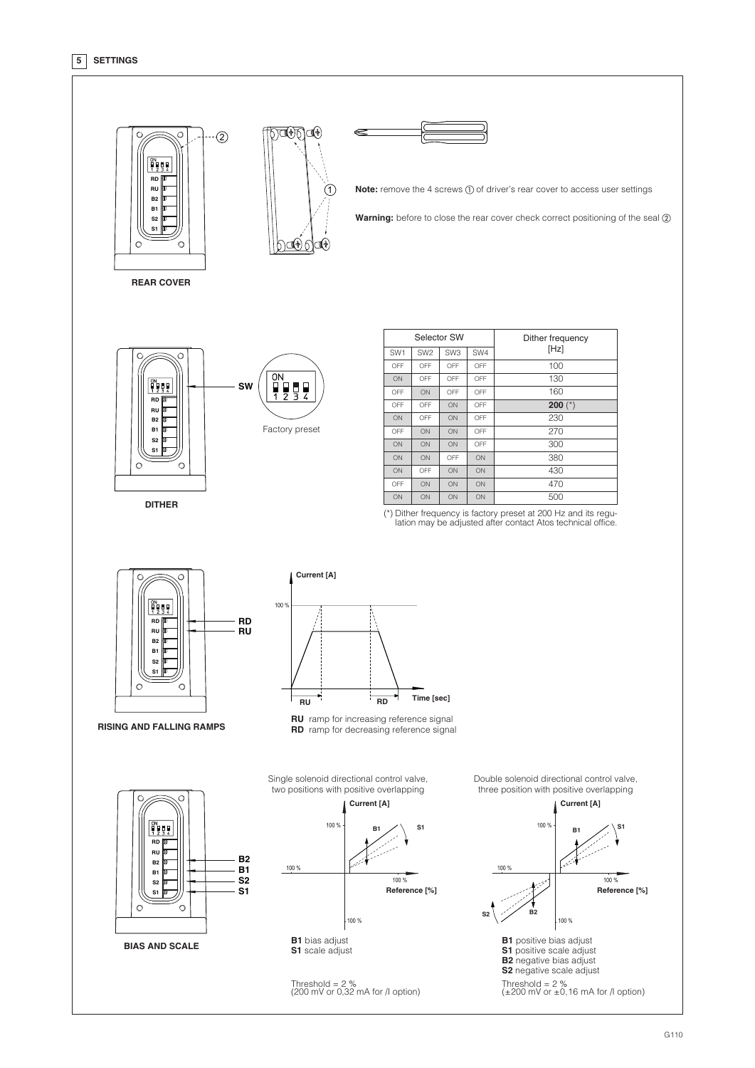## 5 SETTINGS

**REAR COVER**

**Note:** remove the 4 screws ① of driver's rear cover to access user settings

**Warning:** before to close the rear cover check correct positioning of the seal ②

**DITHER**

SW

Factory preset

| Selector SW | | | | Dither frequency [Hz] |
|---|---|---|---|---|
| SW1 | SW2 | SW3 | SW4 | |
| OFF | OFF | OFF | OFF | 100 |
| ON | OFF | OFF | OFF | 130 |
| OFF | ON | OFF | OFF | 160 |
| OFF | OFF | ON | OFF | **200** (*) |
| ON | OFF | ON | OFF | 230 |
| OFF | ON | ON | OFF | 270 |
| ON | ON | ON | OFF | 300 |
| ON | ON | OFF | ON | 380 |
| ON | OFF | ON | ON | 430 |
| OFF | ON | ON | ON | 470 |
| ON | ON | ON | ON | 500 |

(*) Dither frequency is factory preset at 200 Hz and its regulation may be adjusted after contact Atos technical office.

**RISING AND FALLING RAMPS**

**RU** ramp for increasing reference signal
**RD** ramp for decreasing reference signal

**BIAS AND SCALE**

Single solenoid directional control valve, two positions with positive overlapping

**B1** bias adjust
**S1** scale adjust

Threshold = 2 %
(200 mV or 0,32 mA for /I option)

Double solenoid directional control valve, three position with positive overlapping

**B1** positive bias adjust
**S1** positive scale adjust
**B2** negative bias adjust
**S2** negative scale adjust

Threshold = 2 %
(±200 mV or ±0,16 mA for /I option)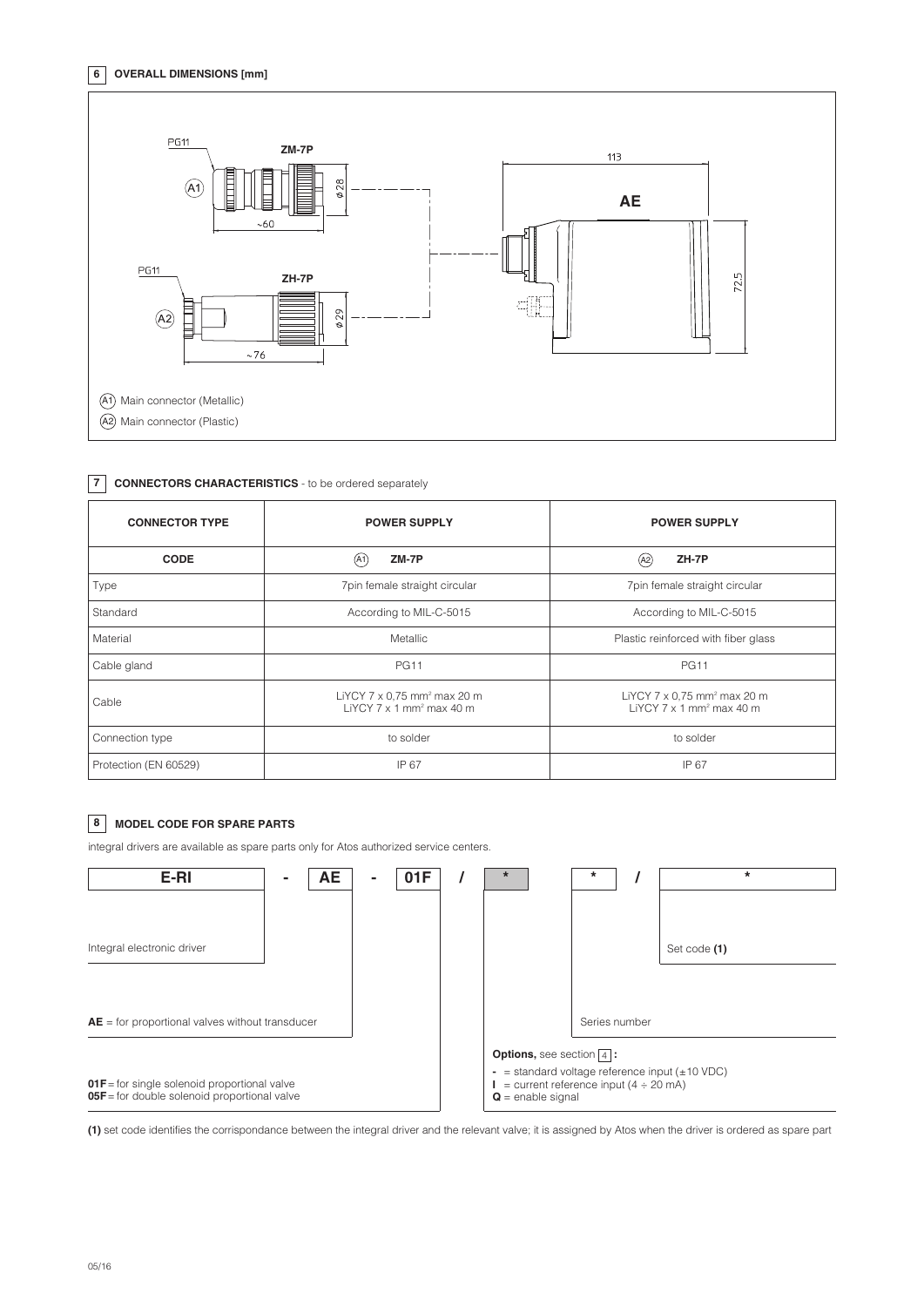## 6 OVERALL DIMENSIONS [mm]

PG11

ZM-7P

A1

ø28

~60

113

AE

PG11

ZH-7P

A2

ø29

72,5

~76

(A1) Main connector (Metallic)

(A2) Main connector (Plastic)

## 7 CONNECTORS CHARACTERISTICS - to be ordered separately

| CONNECTOR TYPE | POWER SUPPLY | POWER SUPPLY |
|---|---|---|
| CODE | (A1) ZM-7P | (A2) ZH-7P |
| Type | 7pin female straight circular | 7pin female straight circular |
| Standard | According to MIL-C-5015 | According to MIL-C-5015 |
| Material | Metallic | Plastic reinforced with fiber glass |
| Cable gland | PG11 | PG11 |
| Cable | LiYCY 7 x 0,75 mm² max 20 m<br>LiYCY 7 x 1 mm² max 40 m | LiYCY 7 x 0,75 mm² max 20 m<br>LiYCY 7 x 1 mm² max 40 m |
| Connection type | to solder | to solder |
| Protection (EN 60529) | IP 67 | IP 67 |

## 8 MODEL CODE FOR SPARE PARTS

integral drivers are available as spare parts only for Atos authorized service centers.

**E-RI** - **AE** - **01F** / * * / *

Integral electronic driver

**AE** = for proportional valves without transducer

**01F** = for single solenoid proportional valve
**05F** = for double solenoid proportional valve

**Options,** see section 4 :
- **-** = standard voltage reference input (±10 VDC)
- **I** = current reference input (4 ÷ 20 mA)
- **Q** = enable signal

Series number

Set code **(1)**

**(1)** set code identifies the corrispondance between the integral driver and the relevant valve; it is assigned by Atos when the driver is ordered as spare part